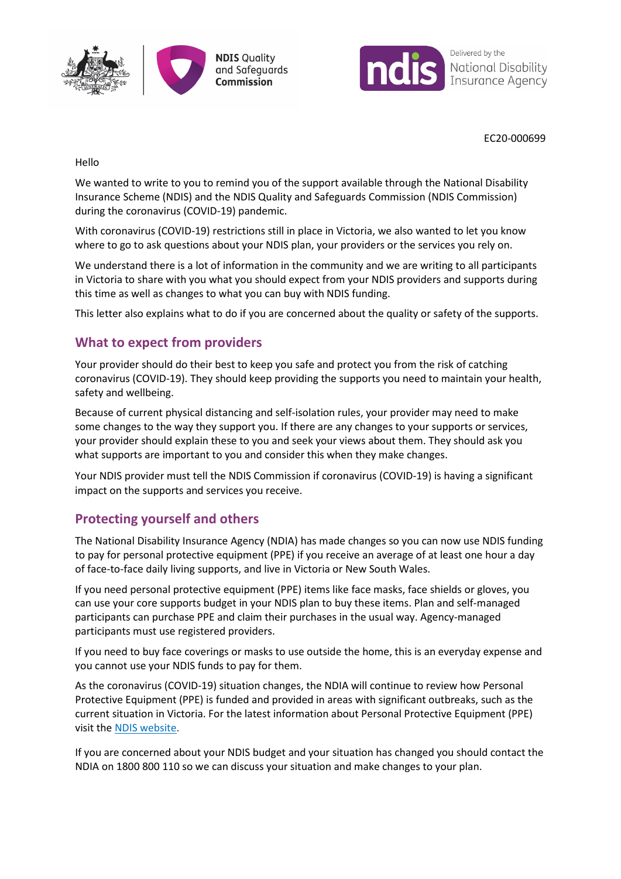EC20-000699

Hello

We wanted to write to you to remind you of the support available through the National Disability Insurance Scheme (NDIS) and the NDIS Quality and Safeguards Commission (NDIS Commission) during the coronavirus (COVID-19) pandemic.

With coronavirus (COVID-19) restrictions still in place in Victoria, we also wanted to let you know where to go to ask questions about your NDIS plan, your providers or the services you rely on.

We understand there is a lot of information in the community and we are writing to all participants in Victoria to share with you what you should expect from your NDIS providers and supports during this time as well as changes to what you can buy with NDIS funding.

This letter also explains what to do if you are concerned about the quality or safety of the supports.

## What to expect from providers

Your provider should do their best to keep you safe and protect you from the risk of catching coronavirus (COVID-19). They should keep providing the supports you need to maintain your health, safety and wellbeing.

Because of current physical distancing and self-isolation rules, your provider may need to make some changes to the way they support you. If there are any changes to your supports or services, your provider should explain these to you and seek your views about them. They should ask you what supports are important to you and consider this when they make changes.

Your NDIS provider must tell the NDIS Commission if coronavirus (COVID-19) is having a significant impact on the supports and services you receive.

## Protecting yourself and others

The National Disability Insurance Agency (NDIA) has made changes so you can now use NDIS funding to pay for personal protective equipment (PPE) if you receive an average of at least one hour a day of face-to-face daily living supports, and live in Victoria or New South Wales.

If you need personal protective equipment (PPE) items like face masks, face shields or gloves, you can use your core supports budget in your NDIS plan to buy these items. Plan and self-managed participants can purchase PPE and claim their purchases in the usual way. Agency-managed participants must use registered providers.

If you need to buy face coverings or masks to use outside the home, this is an everyday expense and you cannot use your NDIS funds to pay for them.

As the coronavirus (COVID-19) situation changes, the NDIA will continue to review how Personal Protective Equipment (PPE) is funded and provided in areas with significant outbreaks, such as the current situation in Victoria. For the latest information about Personal Protective Equipment (PPE) visit the NDIS website.

If you are concerned about your NDIS budget and your situation has changed you should contact the NDIA on 1800 800 110 so we can discuss your situation and make changes to your plan.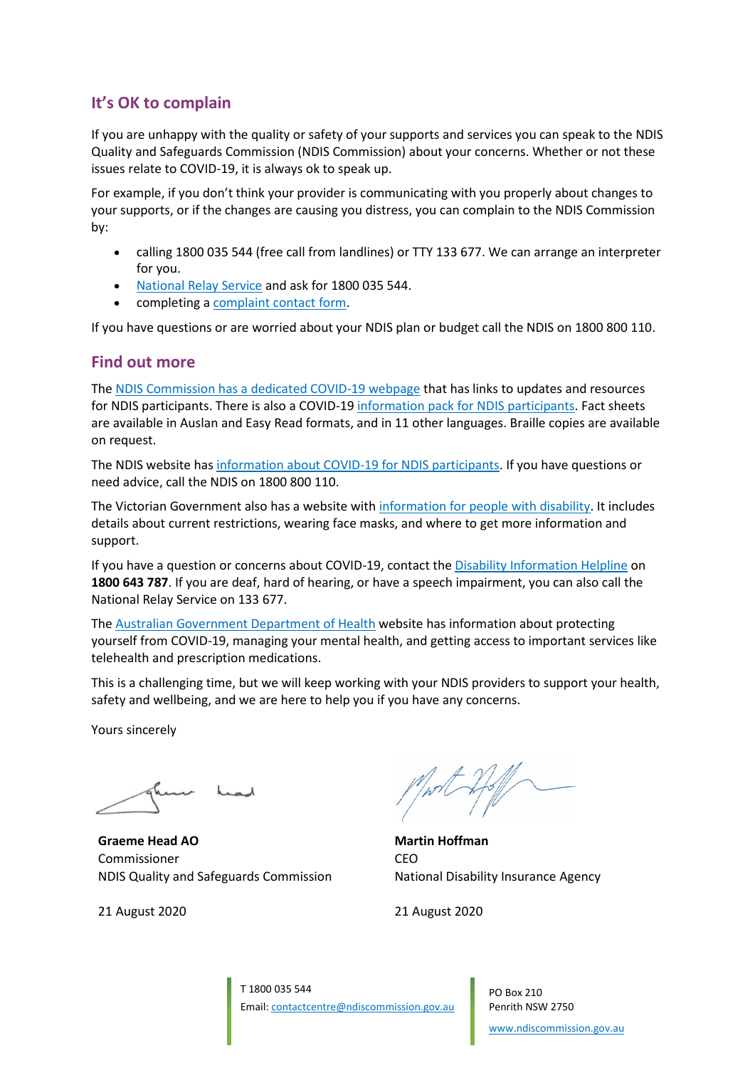## It's OK to complain

If you are unhappy with the quality or safety of your supports and services you can speak to the NDIS Quality and Safeguards Commission (NDIS Commission) about your concerns. Whether or not these issues relate to COVID-19, it is always ok to speak up.

For example, if you don't think your provider is communicating with you properly about changes to your supports, or if the changes are causing you distress, you can complain to the NDIS Commission by:

- calling 1800 035 544 (free call from landlines) or TTY 133 677. We can arrange an interpreter for you.
- National Relay Service and ask for 1800 035 544.
- completing a complaint contact form.

If you have questions or are worried about your NDIS plan or budget call the NDIS on 1800 800 110.

## Find out more

The NDIS Commission has a dedicated COVID-19 webpage that has links to updates and resources for NDIS participants. There is also a COVID-19 information pack for NDIS participants. Fact sheets are available in Auslan and Easy Read formats, and in 11 other languages. Braille copies are available on request.

The NDIS website has information about COVID-19 for NDIS participants. If you have questions or need advice, call the NDIS on 1800 800 110.

The Victorian Government also has a website with information for people with disability. It includes details about current restrictions, wearing face masks, and where to get more information and support.

If you have a question or concerns about COVID-19, contact the Disability Information Helpline on **1800 643 787**. If you are deaf, hard of hearing, or have a speech impairment, you can also call the National Relay Service on 133 677.

The Australian Government Department of Health website has information about protecting yourself from COVID-19, managing your mental health, and getting access to important services like telehealth and prescription medications.

This is a challenging time, but we will keep working with your NDIS providers to support your health, safety and wellbeing, and we are here to help you if you have any concerns.

Yours sincerely

**Graeme Head AO**
Commissioner
NDIS Quality and Safeguards Commission

21 August 2020

**Martin Hoffman**
CEO
National Disability Insurance Agency

21 August 2020

T 1800 035 544
Email: contactcentre@ndiscommission.gov.au

PO Box 210
Penrith NSW 2750

www.ndiscommission.gov.au